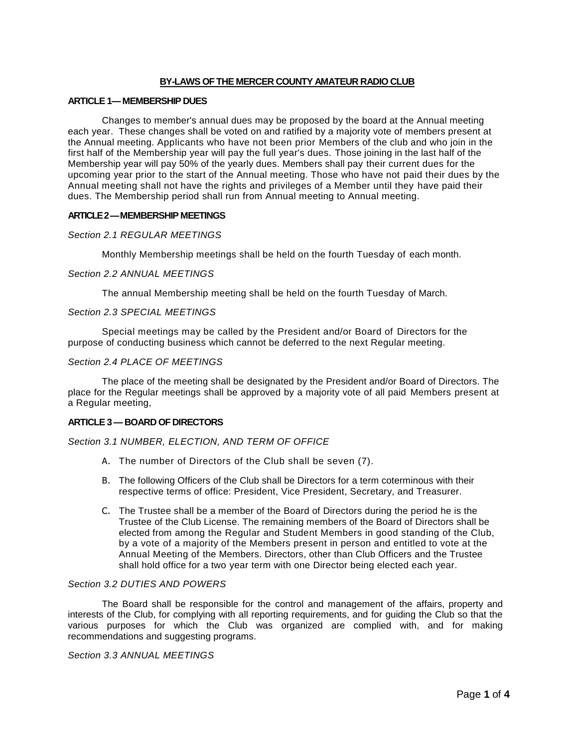# BY-LAWS OF THE MERCER COUNTY AMATEUR RADIO CLUB

## ARTICLE 1— MEMBERSHIP DUES

Changes to member's annual dues may be proposed by the board at the Annual meeting each year. These changes shall be voted on and ratified by a majority vote of members present at the Annual meeting. Applicants who have not been prior Members of the club and who join in the first half of the Membership year will pay the full year's dues. Those joining in the last half of the Membership year will pay 50% of the yearly dues. Members shall pay their current dues for the upcoming year prior to the start of the Annual meeting. Those who have not paid their dues by the Annual meeting shall not have the rights and privileges of a Member until they have paid their dues. The Membership period shall run from Annual meeting to Annual meeting.

## ARTICLE 2 — MEMBERSHIP MEETINGS

### *Section 2.1 REGULAR MEETINGS*

Monthly Membership meetings shall be held on the fourth Tuesday of each month.

### *Section 2.2 ANNUAL MEETINGS*

The annual Membership meeting shall be held on the fourth Tuesday of March.

### *Section 2.3 SPECIAL MEETINGS*

Special meetings may be called by the President and/or Board of Directors for the purpose of conducting business which cannot be deferred to the next Regular meeting.

### *Section 2.4 PLACE OF MEETINGS*

The place of the meeting shall be designated by the President and/or Board of Directors. The place for the Regular meetings shall be approved by a majority vote of all paid Members present at a Regular meeting,

## ARTICLE 3 — BOARD OF DIRECTORS

### *Section 3.1 NUMBER, ELECTION, AND TERM OF OFFICE*

A. The number of Directors of the Club shall be seven (7).

B. The following Officers of the Club shall be Directors for a term coterminous with their respective terms of office: President, Vice President, Secretary, and Treasurer.

C. The Trustee shall be a member of the Board of Directors during the period he is the Trustee of the Club License. The remaining members of the Board of Directors shall be elected from among the Regular and Student Members in good standing of the Club, by a vote of a majority of the Members present in person and entitled to vote at the Annual Meeting of the Members. Directors, other than Club Officers and the Trustee shall hold office for a two year term with one Director being elected each year.

### *Section 3.2 DUTIES AND POWERS*

The Board shall be responsible for the control and management of the affairs, property and interests of the Club, for complying with all reporting requirements, and for guiding the Club so that the various purposes for which the Club was organized are complied with, and for making recommendations and suggesting programs.

### *Section 3.3 ANNUAL MEETINGS*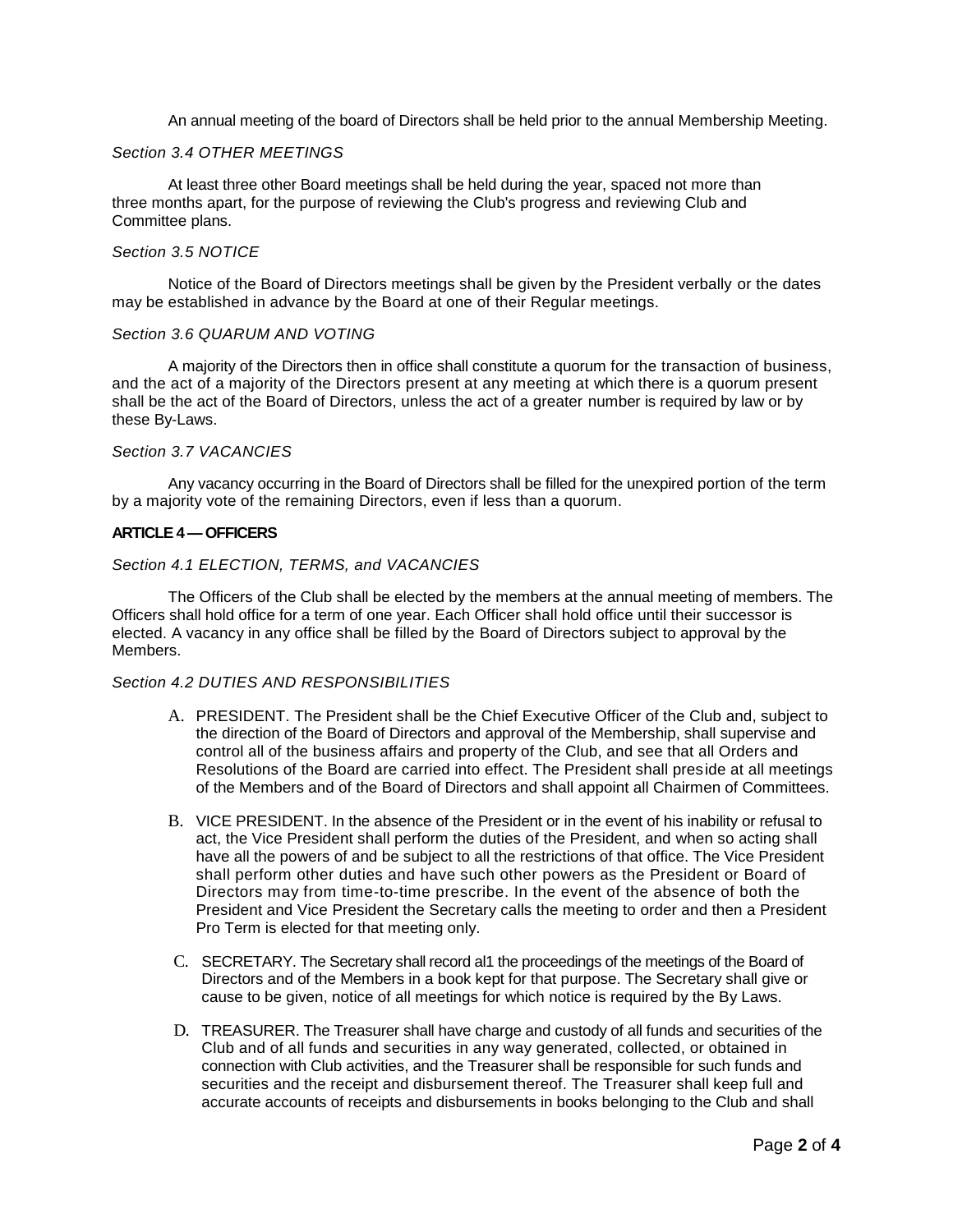An annual meeting of the board of Directors shall be held prior to the annual Membership Meeting.

*Section 3.4 OTHER MEETINGS*

At least three other Board meetings shall be held during the year, spaced not more than three months apart, for the purpose of reviewing the Club's progress and reviewing Club and Committee plans.

*Section 3.5 NOTICE*

Notice of the Board of Directors meetings shall be given by the President verbally or the dates may be established in advance by the Board at one of their Regular meetings.

*Section 3.6 QUARUM AND VOTING*

A majority of the Directors then in office shall constitute a quorum for the transaction of business, and the act of a majority of the Directors present at any meeting at which there is a quorum present shall be the act of the Board of Directors, unless the act of a greater number is required by law or by these By-Laws.

*Section 3.7 VACANCIES*

Any vacancy occurring in the Board of Directors shall be filled for the unexpired portion of the term by a majority vote of the remaining Directors, even if less than a quorum.

**ARTICLE 4 — OFFICERS**

*Section 4.1 ELECTION, TERMS, and VACANCIES*

The Officers of the Club shall be elected by the members at the annual meeting of members. The Officers shall hold office for a term of one year. Each Officer shall hold office until their successor is elected. A vacancy in any office shall be filled by the Board of Directors subject to approval by the Members.

*Section 4.2 DUTIES AND RESPONSIBILITIES*

A. PRESIDENT. The President shall be the Chief Executive Officer of the Club and, subject to the direction of the Board of Directors and approval of the Membership, shall supervise and control all of the business affairs and property of the Club, and see that all Orders and Resolutions of the Board are carried into effect. The President shall preside at all meetings of the Members and of the Board of Directors and shall appoint all Chairmen of Committees.

B. VICE PRESIDENT. In the absence of the President or in the event of his inability or refusal to act, the Vice President shall perform the duties of the President, and when so acting shall have all the powers of and be subject to all the restrictions of that office. The Vice President shall perform other duties and have such other powers as the President or Board of Directors may from time-to-time prescribe. In the event of the absence of both the President and Vice President the Secretary calls the meeting to order and then a President Pro Term is elected for that meeting only.

C. SECRETARY. The Secretary shall record al1 the proceedings of the meetings of the Board of Directors and of the Members in a book kept for that purpose. The Secretary shall give or cause to be given, notice of all meetings for which notice is required by the By Laws.

D. TREASURER. The Treasurer shall have charge and custody of all funds and securities of the Club and of all funds and securities in any way generated, collected, or obtained in connection with Club activities, and the Treasurer shall be responsible for such funds and securities and the receipt and disbursement thereof. The Treasurer shall keep full and accurate accounts of receipts and disbursements in books belonging to the Club and shall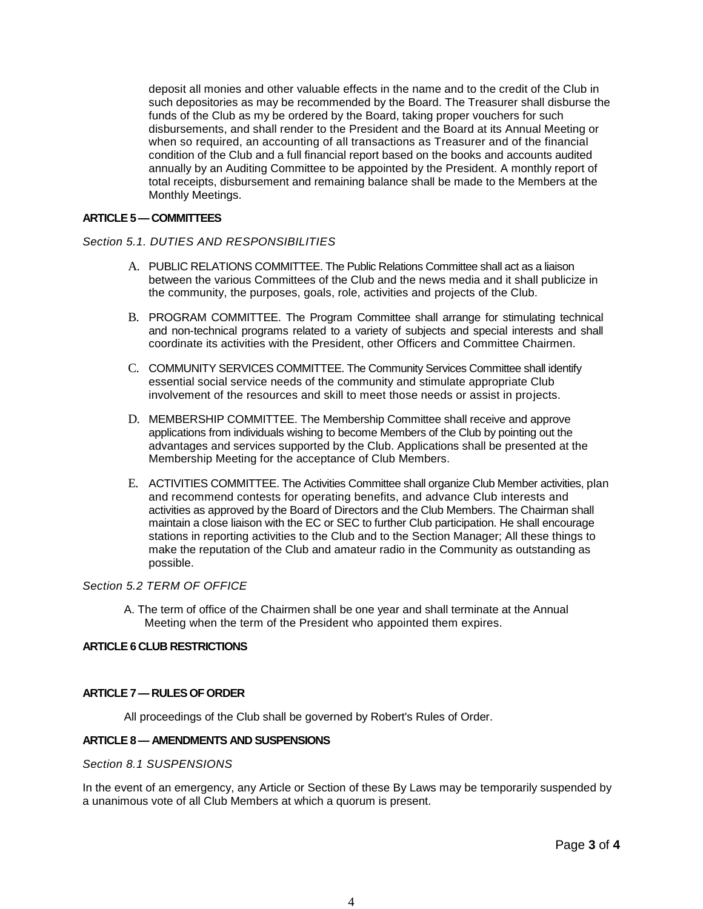deposit all monies and other valuable effects in the name and to the credit of the Club in such depositories as may be recommended by the Board. The Treasurer shall disburse the funds of the Club as my be ordered by the Board, taking proper vouchers for such disbursements, and shall render to the President and the Board at its Annual Meeting or when so required, an accounting of all transactions as Treasurer and of the financial condition of the Club and a full financial report based on the books and accounts audited annually by an Auditing Committee to be appointed by the President. A monthly report of total receipts, disbursement and remaining balance shall be made to the Members at the Monthly Meetings.

**ARTICLE 5 — COMMITTEES**

*Section 5.1. DUTIES AND RESPONSIBILITIES*

A. PUBLIC RELATIONS COMMITTEE. The Public Relations Committee shall act as a liaison between the various Committees of the Club and the news media and it shall publicize in the community, the purposes, goals, role, activities and projects of the Club.

B. PROGRAM COMMITTEE. The Program Committee shall arrange for stimulating technical and non-technical programs related to a variety of subjects and special interests and shall coordinate its activities with the President, other Officers and Committee Chairmen.

C. COMMUNITY SERVICES COMMITTEE. The Community Services Committee shall identify essential social service needs of the community and stimulate appropriate Club involvement of the resources and skill to meet those needs or assist in projects.

D. MEMBERSHIP COMMITTEE. The Membership Committee shall receive and approve applications from individuals wishing to become Members of the Club by pointing out the advantages and services supported by the Club. Applications shall be presented at the Membership Meeting for the acceptance of Club Members.

E. ACTIVITIES COMMITTEE. The Activities Committee shall organize Club Member activities, plan and recommend contests for operating benefits, and advance Club interests and activities as approved by the Board of Directors and the Club Members. The Chairman shall maintain a close liaison with the EC or SEC to further Club participation. He shall encourage stations in reporting activities to the Club and to the Section Manager; All these things to make the reputation of the Club and amateur radio in the Community as outstanding as possible.

*Section 5.2 TERM OF OFFICE*

A. The term of office of the Chairmen shall be one year and shall terminate at the Annual Meeting when the term of the President who appointed them expires.

**ARTICLE 6 CLUB RESTRICTIONS**

**ARTICLE 7 — RULES OF ORDER**

All proceedings of the Club shall be governed by Robert's Rules of Order.

**ARTICLE 8 — AMENDMENTS AND SUSPENSIONS**

*Section 8.1 SUSPENSIONS*

In the event of an emergency, any Article or Section of these By Laws may be temporarily suspended by a unanimous vote of all Club Members at which a quorum is present.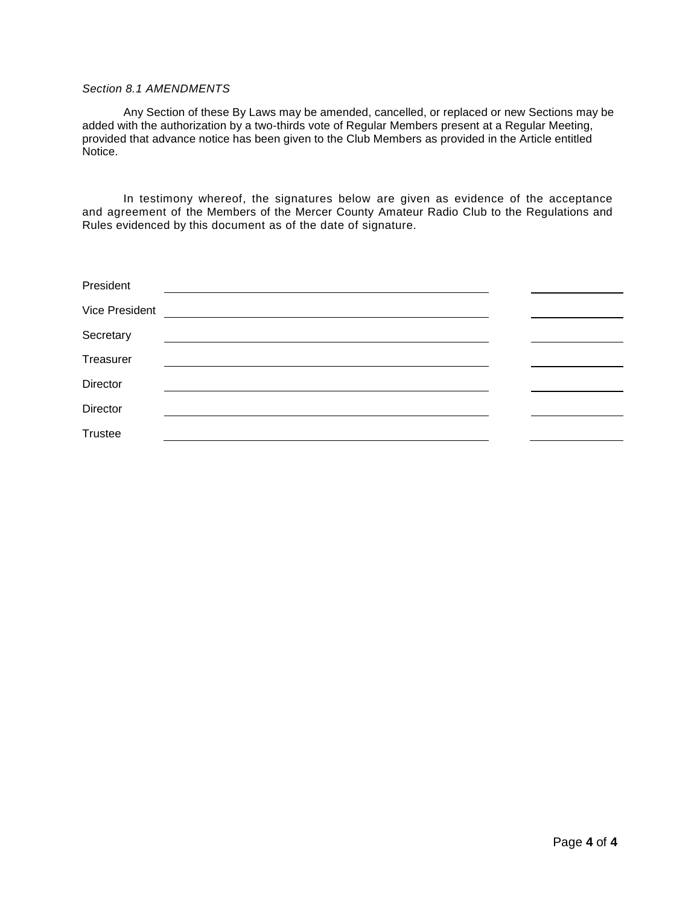*Section 8.1 AMENDMENTS*

Any Section of these By Laws may be amended, cancelled, or replaced or new Sections may be added with the authorization by a two-thirds vote of Regular Members present at a Regular Meeting, provided that advance notice has been given to the Club Members as provided in the Article entitled Notice.

In testimony whereof, the signatures below are given as evidence of the acceptance and agreement of the Members of the Mercer County Amateur Radio Club to the Regulations and Rules evidenced by this document as of the date of signature.

| | | |
|---|---|---|
| President | ______________________________ | __________ |
| Vice President | ______________________________ | __________ |
| Secretary | ______________________________ | __________ |
| Treasurer | ______________________________ | __________ |
| Director | ______________________________ | __________ |
| Director | ______________________________ | __________ |
| Trustee | ______________________________ | __________ |